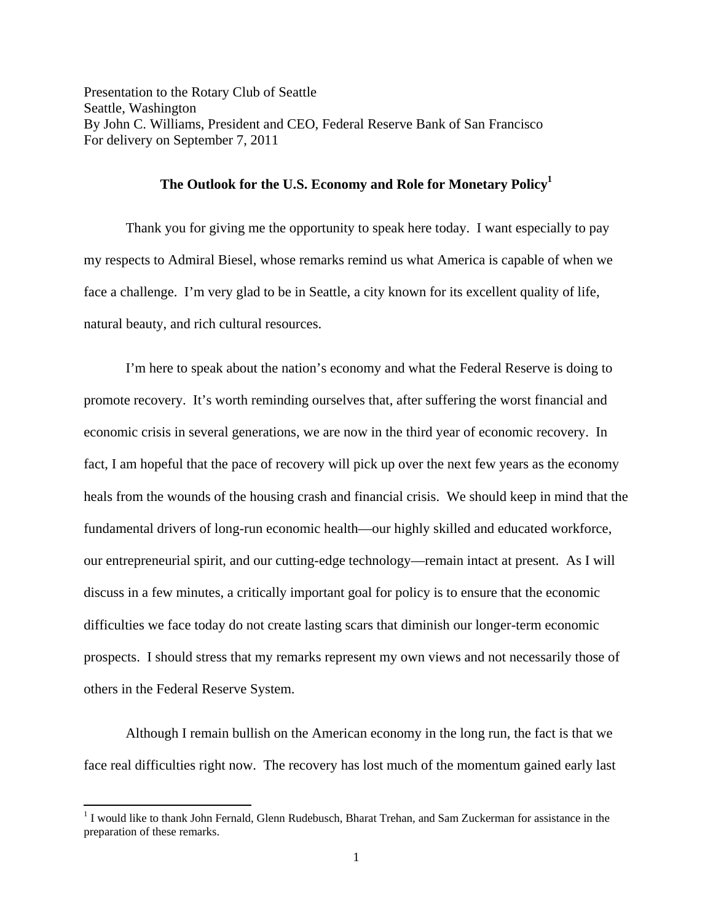Presentation to the Rotary Club of Seattle
Seattle, Washington
By John C. Williams, President and CEO, Federal Reserve Bank of San Francisco
For delivery on September 7, 2011

# The Outlook for the U.S. Economy and Role for Monetary Policy[1]

Thank you for giving me the opportunity to speak here today. I want especially to pay my respects to Admiral Biesel, whose remarks remind us what America is capable of when we face a challenge. I'm very glad to be in Seattle, a city known for its excellent quality of life, natural beauty, and rich cultural resources.

I'm here to speak about the nation's economy and what the Federal Reserve is doing to promote recovery. It's worth reminding ourselves that, after suffering the worst financial and economic crisis in several generations, we are now in the third year of economic recovery. In fact, I am hopeful that the pace of recovery will pick up over the next few years as the economy heals from the wounds of the housing crash and financial crisis. We should keep in mind that the fundamental drivers of long-run economic health—our highly skilled and educated workforce, our entrepreneurial spirit, and our cutting-edge technology—remain intact at present. As I will discuss in a few minutes, a critically important goal for policy is to ensure that the economic difficulties we face today do not create lasting scars that diminish our longer-term economic prospects. I should stress that my remarks represent my own views and not necessarily those of others in the Federal Reserve System.

Although I remain bullish on the American economy in the long run, the fact is that we face real difficulties right now. The recovery has lost much of the momentum gained early last

[1] I would like to thank John Fernald, Glenn Rudebusch, Bharat Trehan, and Sam Zuckerman for assistance in the preparation of these remarks.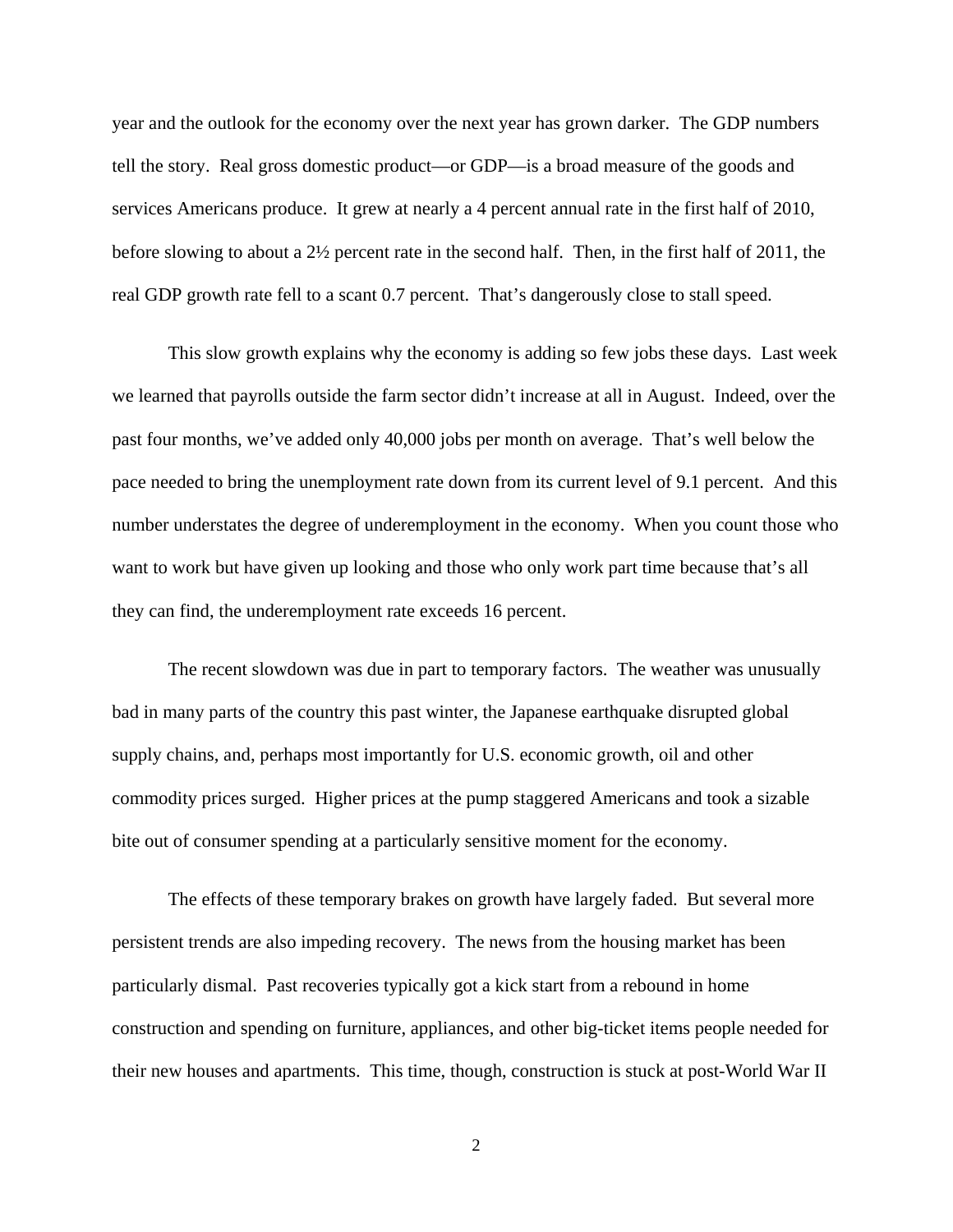year and the outlook for the economy over the next year has grown darker. The GDP numbers tell the story. Real gross domestic product—or GDP—is a broad measure of the goods and services Americans produce. It grew at nearly a 4 percent annual rate in the first half of 2010, before slowing to about a 2½ percent rate in the second half. Then, in the first half of 2011, the real GDP growth rate fell to a scant 0.7 percent. That's dangerously close to stall speed.

This slow growth explains why the economy is adding so few jobs these days. Last week we learned that payrolls outside the farm sector didn't increase at all in August. Indeed, over the past four months, we've added only 40,000 jobs per month on average. That's well below the pace needed to bring the unemployment rate down from its current level of 9.1 percent. And this number understates the degree of underemployment in the economy. When you count those who want to work but have given up looking and those who only work part time because that's all they can find, the underemployment rate exceeds 16 percent.

The recent slowdown was due in part to temporary factors. The weather was unusually bad in many parts of the country this past winter, the Japanese earthquake disrupted global supply chains, and, perhaps most importantly for U.S. economic growth, oil and other commodity prices surged. Higher prices at the pump staggered Americans and took a sizable bite out of consumer spending at a particularly sensitive moment for the economy.

The effects of these temporary brakes on growth have largely faded. But several more persistent trends are also impeding recovery. The news from the housing market has been particularly dismal. Past recoveries typically got a kick start from a rebound in home construction and spending on furniture, appliances, and other big-ticket items people needed for their new houses and apartments. This time, though, construction is stuck at post-World War II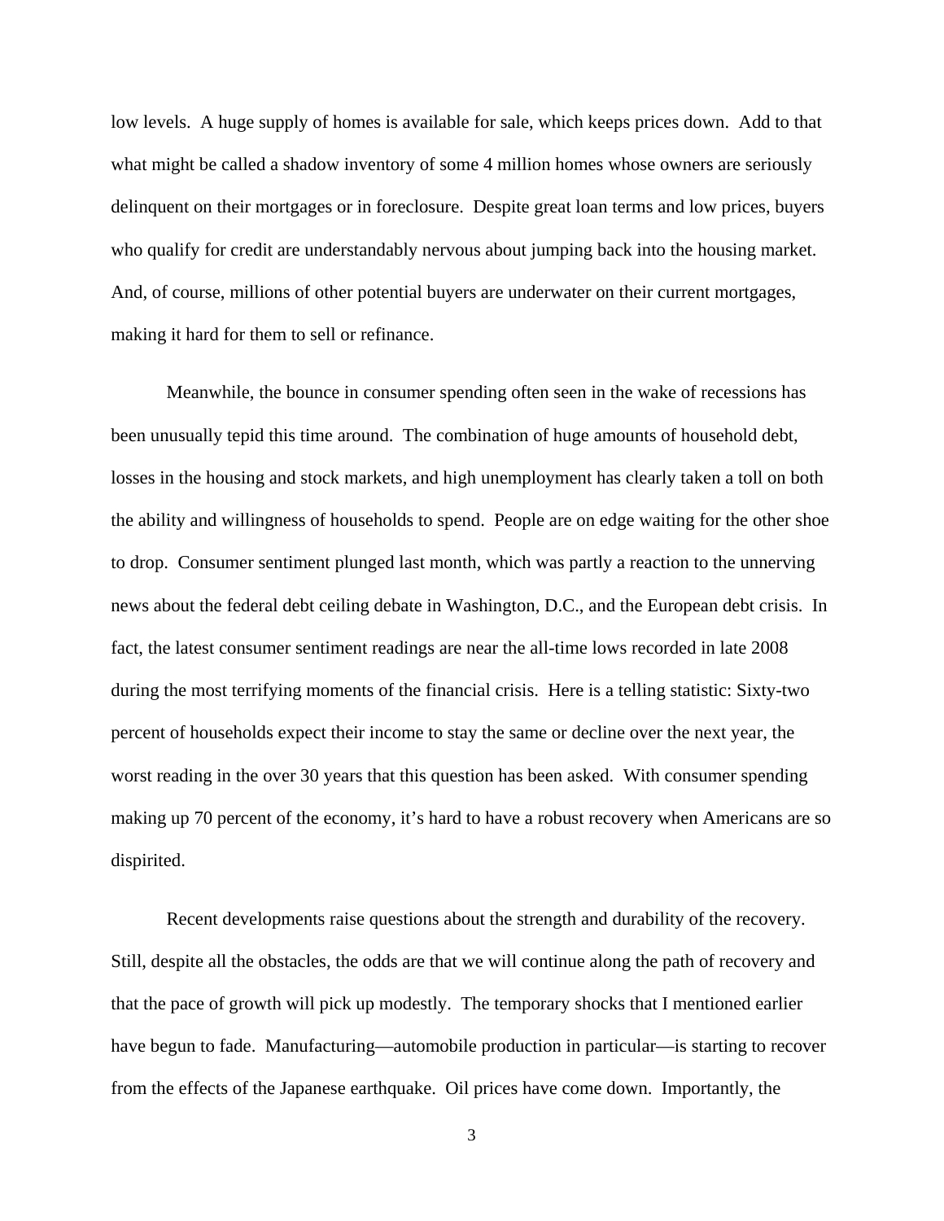low levels.  A huge supply of homes is available for sale, which keeps prices down.  Add to that what might be called a shadow inventory of some 4 million homes whose owners are seriously delinquent on their mortgages or in foreclosure.  Despite great loan terms and low prices, buyers who qualify for credit are understandably nervous about jumping back into the housing market.  And, of course, millions of other potential buyers are underwater on their current mortgages, making it hard for them to sell or refinance.

Meanwhile, the bounce in consumer spending often seen in the wake of recessions has been unusually tepid this time around.  The combination of huge amounts of household debt, losses in the housing and stock markets, and high unemployment has clearly taken a toll on both the ability and willingness of households to spend.  People are on edge waiting for the other shoe to drop.  Consumer sentiment plunged last month, which was partly a reaction to the unnerving news about the federal debt ceiling debate in Washington, D.C., and the European debt crisis.  In fact, the latest consumer sentiment readings are near the all-time lows recorded in late 2008 during the most terrifying moments of the financial crisis.  Here is a telling statistic: Sixty-two percent of households expect their income to stay the same or decline over the next year, the worst reading in the over 30 years that this question has been asked.  With consumer spending making up 70 percent of the economy, it's hard to have a robust recovery when Americans are so dispirited.

Recent developments raise questions about the strength and durability of the recovery.  Still, despite all the obstacles, the odds are that we will continue along the path of recovery and that the pace of growth will pick up modestly.  The temporary shocks that I mentioned earlier have begun to fade.  Manufacturing—automobile production in particular—is starting to recover from the effects of the Japanese earthquake.  Oil prices have come down.  Importantly, the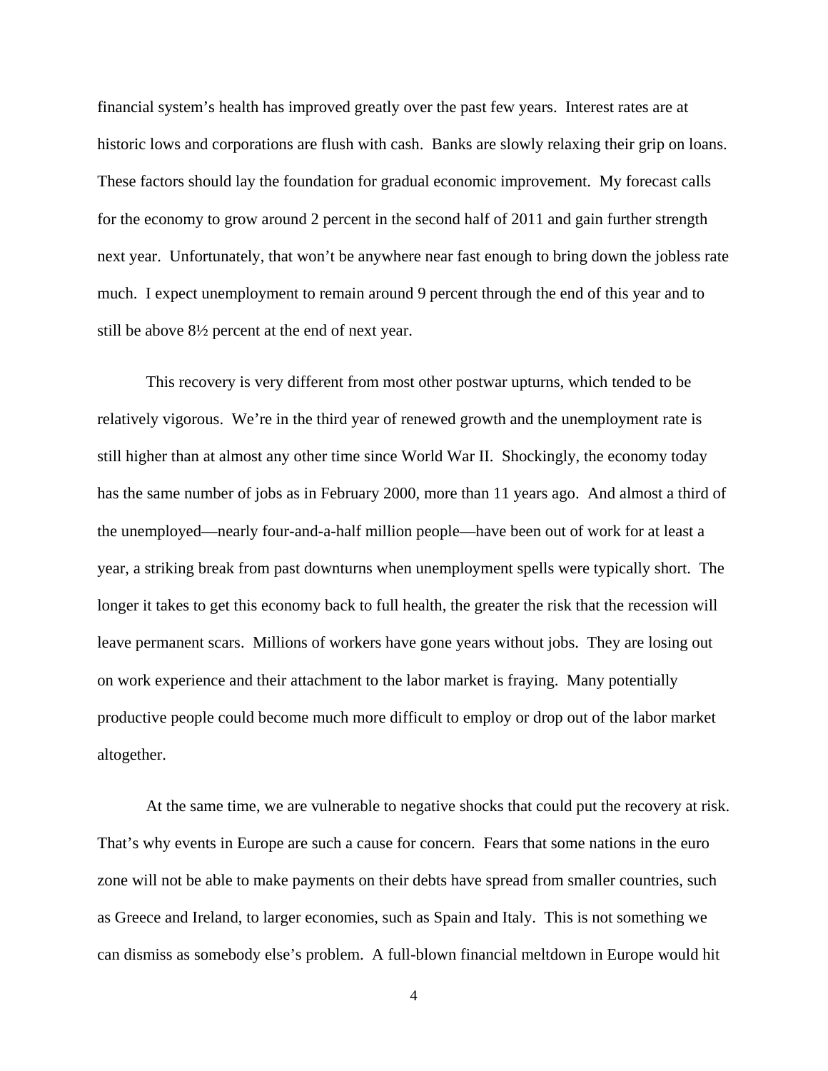financial system's health has improved greatly over the past few years. Interest rates are at historic lows and corporations are flush with cash. Banks are slowly relaxing their grip on loans. These factors should lay the foundation for gradual economic improvement. My forecast calls for the economy to grow around 2 percent in the second half of 2011 and gain further strength next year. Unfortunately, that won't be anywhere near fast enough to bring down the jobless rate much. I expect unemployment to remain around 9 percent through the end of this year and to still be above 8½ percent at the end of next year.

This recovery is very different from most other postwar upturns, which tended to be relatively vigorous. We're in the third year of renewed growth and the unemployment rate is still higher than at almost any other time since World War II. Shockingly, the economy today has the same number of jobs as in February 2000, more than 11 years ago. And almost a third of the unemployed—nearly four-and-a-half million people—have been out of work for at least a year, a striking break from past downturns when unemployment spells were typically short. The longer it takes to get this economy back to full health, the greater the risk that the recession will leave permanent scars. Millions of workers have gone years without jobs. They are losing out on work experience and their attachment to the labor market is fraying. Many potentially productive people could become much more difficult to employ or drop out of the labor market altogether.

At the same time, we are vulnerable to negative shocks that could put the recovery at risk. That's why events in Europe are such a cause for concern. Fears that some nations in the euro zone will not be able to make payments on their debts have spread from smaller countries, such as Greece and Ireland, to larger economies, such as Spain and Italy. This is not something we can dismiss as somebody else's problem. A full-blown financial meltdown in Europe would hit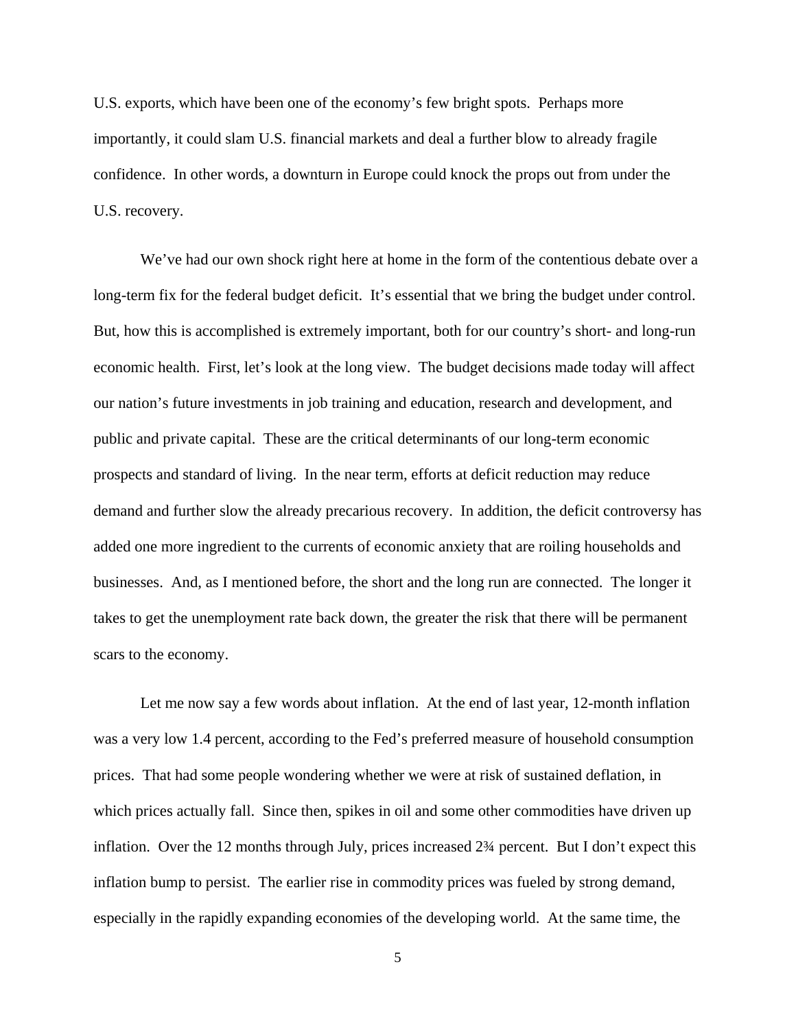U.S. exports, which have been one of the economy's few bright spots. Perhaps more importantly, it could slam U.S. financial markets and deal a further blow to already fragile confidence. In other words, a downturn in Europe could knock the props out from under the U.S. recovery.

We've had our own shock right here at home in the form of the contentious debate over a long-term fix for the federal budget deficit. It's essential that we bring the budget under control. But, how this is accomplished is extremely important, both for our country's short- and long-run economic health. First, let's look at the long view. The budget decisions made today will affect our nation's future investments in job training and education, research and development, and public and private capital. These are the critical determinants of our long-term economic prospects and standard of living. In the near term, efforts at deficit reduction may reduce demand and further slow the already precarious recovery. In addition, the deficit controversy has added one more ingredient to the currents of economic anxiety that are roiling households and businesses. And, as I mentioned before, the short and the long run are connected. The longer it takes to get the unemployment rate back down, the greater the risk that there will be permanent scars to the economy.

Let me now say a few words about inflation. At the end of last year, 12-month inflation was a very low 1.4 percent, according to the Fed's preferred measure of household consumption prices. That had some people wondering whether we were at risk of sustained deflation, in which prices actually fall. Since then, spikes in oil and some other commodities have driven up inflation. Over the 12 months through July, prices increased 2¾ percent. But I don't expect this inflation bump to persist. The earlier rise in commodity prices was fueled by strong demand, especially in the rapidly expanding economies of the developing world. At the same time, the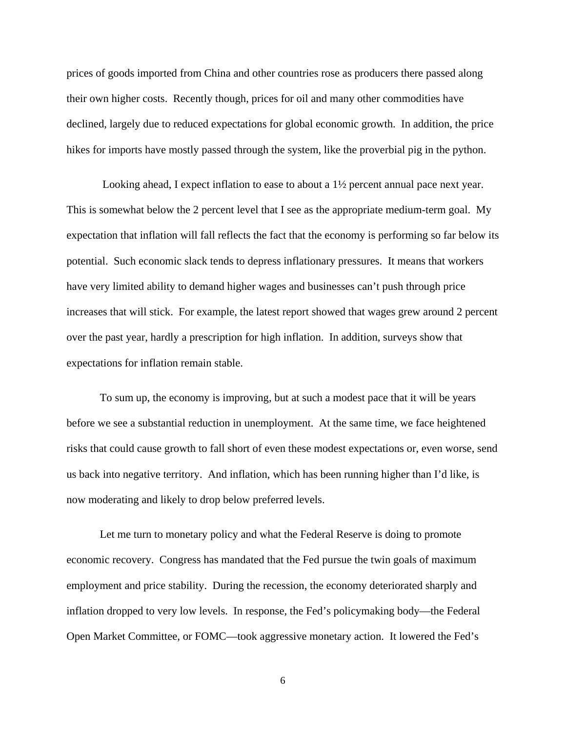prices of goods imported from China and other countries rose as producers there passed along their own higher costs. Recently though, prices for oil and many other commodities have declined, largely due to reduced expectations for global economic growth. In addition, the price hikes for imports have mostly passed through the system, like the proverbial pig in the python.

Looking ahead, I expect inflation to ease to about a 1½ percent annual pace next year. This is somewhat below the 2 percent level that I see as the appropriate medium-term goal. My expectation that inflation will fall reflects the fact that the economy is performing so far below its potential. Such economic slack tends to depress inflationary pressures. It means that workers have very limited ability to demand higher wages and businesses can't push through price increases that will stick. For example, the latest report showed that wages grew around 2 percent over the past year, hardly a prescription for high inflation. In addition, surveys show that expectations for inflation remain stable.

To sum up, the economy is improving, but at such a modest pace that it will be years before we see a substantial reduction in unemployment. At the same time, we face heightened risks that could cause growth to fall short of even these modest expectations or, even worse, send us back into negative territory. And inflation, which has been running higher than I'd like, is now moderating and likely to drop below preferred levels.

Let me turn to monetary policy and what the Federal Reserve is doing to promote economic recovery. Congress has mandated that the Fed pursue the twin goals of maximum employment and price stability. During the recession, the economy deteriorated sharply and inflation dropped to very low levels. In response, the Fed's policymaking body—the Federal Open Market Committee, or FOMC—took aggressive monetary action. It lowered the Fed's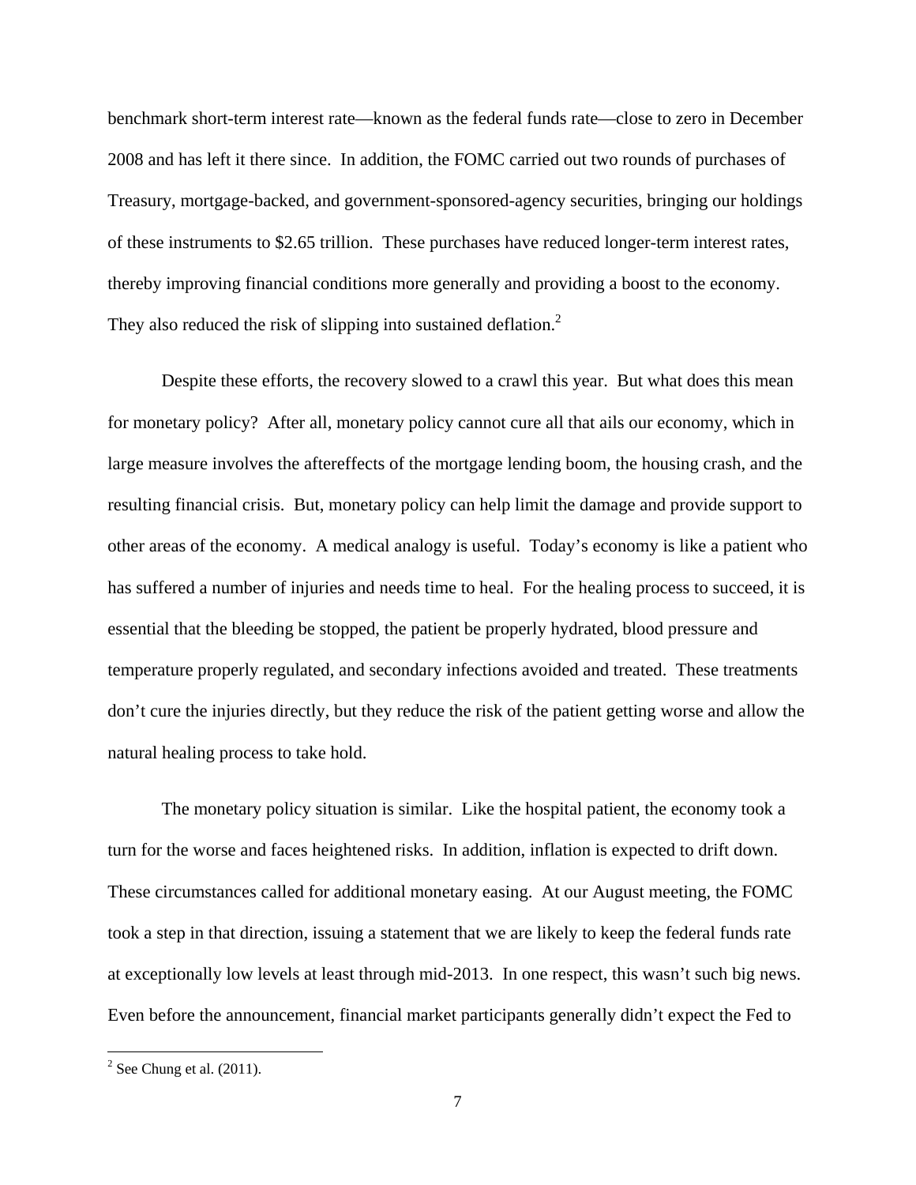benchmark short-term interest rate—known as the federal funds rate—close to zero in December 2008 and has left it there since. In addition, the FOMC carried out two rounds of purchases of Treasury, mortgage-backed, and government-sponsored-agency securities, bringing our holdings of these instruments to $2.65 trillion. These purchases have reduced longer-term interest rates, thereby improving financial conditions more generally and providing a boost to the economy. They also reduced the risk of slipping into sustained deflation.[2]

Despite these efforts, the recovery slowed to a crawl this year. But what does this mean for monetary policy? After all, monetary policy cannot cure all that ails our economy, which in large measure involves the aftereffects of the mortgage lending boom, the housing crash, and the resulting financial crisis. But, monetary policy can help limit the damage and provide support to other areas of the economy. A medical analogy is useful. Today's economy is like a patient who has suffered a number of injuries and needs time to heal. For the healing process to succeed, it is essential that the bleeding be stopped, the patient be properly hydrated, blood pressure and temperature properly regulated, and secondary infections avoided and treated. These treatments don't cure the injuries directly, but they reduce the risk of the patient getting worse and allow the natural healing process to take hold.

The monetary policy situation is similar. Like the hospital patient, the economy took a turn for the worse and faces heightened risks. In addition, inflation is expected to drift down. These circumstances called for additional monetary easing. At our August meeting, the FOMC took a step in that direction, issuing a statement that we are likely to keep the federal funds rate at exceptionally low levels at least through mid-2013. In one respect, this wasn't such big news. Even before the announcement, financial market participants generally didn't expect the Fed to

[2] See Chung et al. (2011).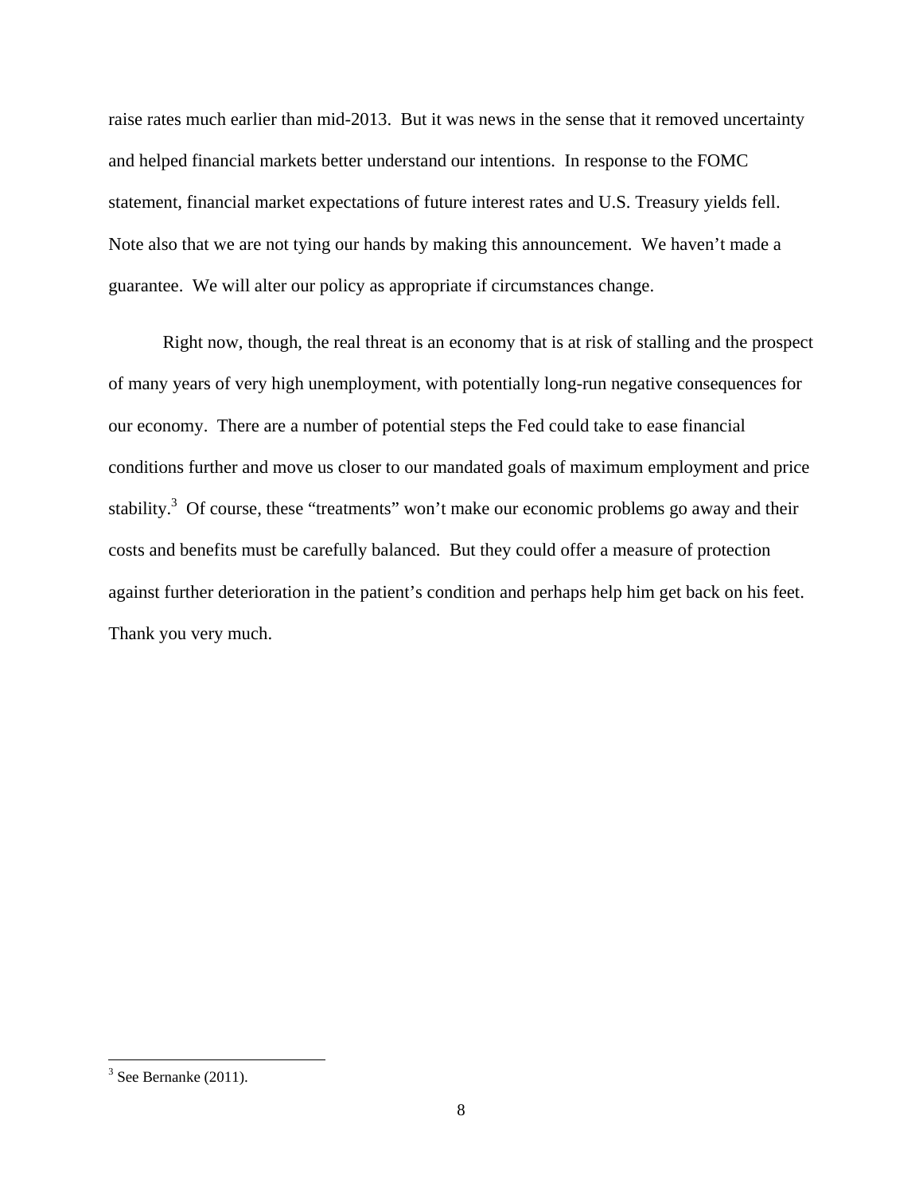raise rates much earlier than mid-2013. But it was news in the sense that it removed uncertainty and helped financial markets better understand our intentions. In response to the FOMC statement, financial market expectations of future interest rates and U.S. Treasury yields fell. Note also that we are not tying our hands by making this announcement. We haven't made a guarantee. We will alter our policy as appropriate if circumstances change.

Right now, though, the real threat is an economy that is at risk of stalling and the prospect of many years of very high unemployment, with potentially long-run negative consequences for our economy. There are a number of potential steps the Fed could take to ease financial conditions further and move us closer to our mandated goals of maximum employment and price stability.[3] Of course, these "treatments" won't make our economic problems go away and their costs and benefits must be carefully balanced. But they could offer a measure of protection against further deterioration in the patient's condition and perhaps help him get back on his feet. Thank you very much.

---

[3] See Bernanke (2011).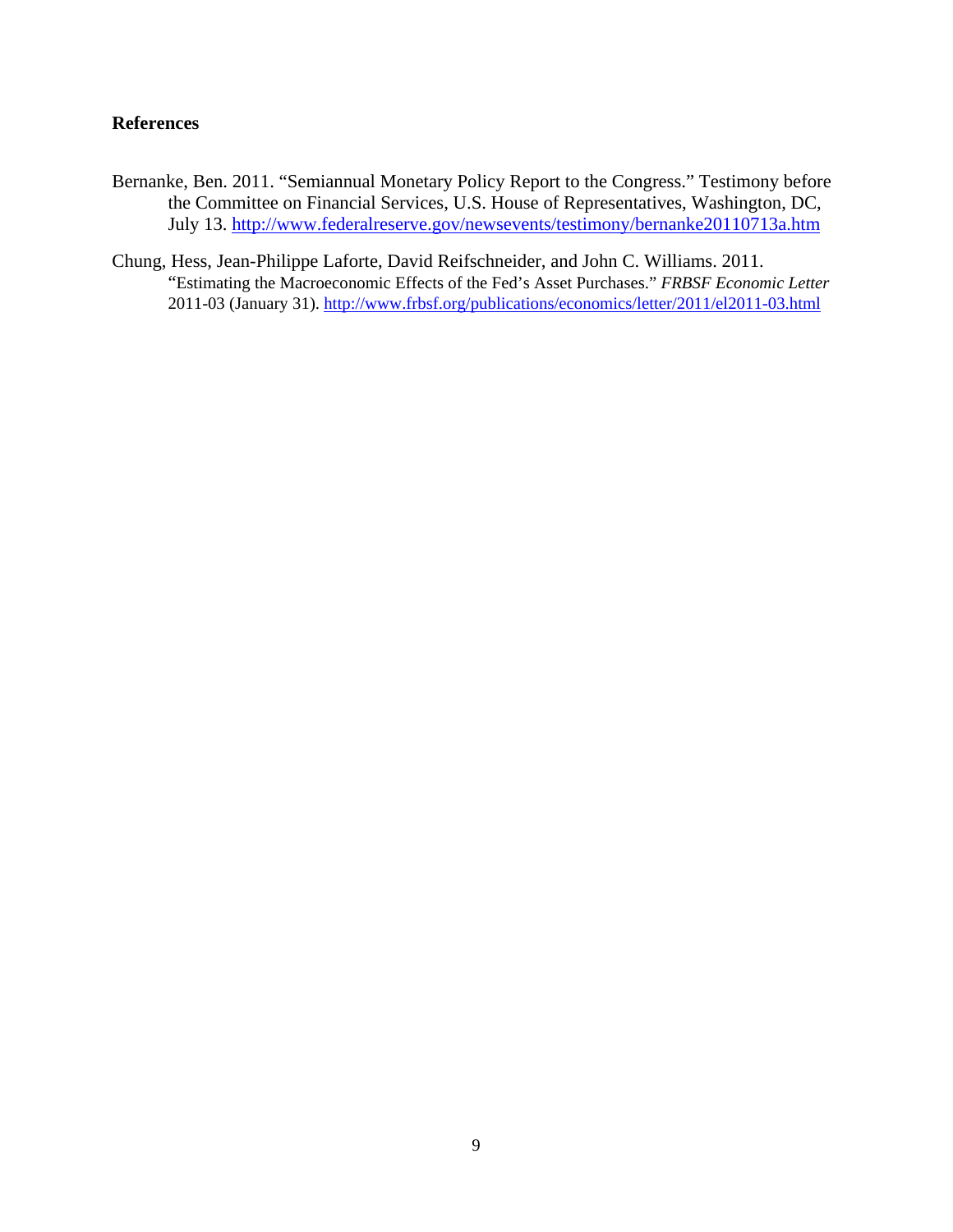## References

Bernanke, Ben. 2011. "Semiannual Monetary Policy Report to the Congress." Testimony before the Committee on Financial Services, U.S. House of Representatives, Washington, DC, July 13. http://www.federalreserve.gov/newsevents/testimony/bernanke20110713a.htm

Chung, Hess, Jean-Philippe Laforte, David Reifschneider, and John C. Williams. 2011. "Estimating the Macroeconomic Effects of the Fed's Asset Purchases." *FRBSF Economic Letter* 2011-03 (January 31). http://www.frbsf.org/publications/economics/letter/2011/el2011-03.html